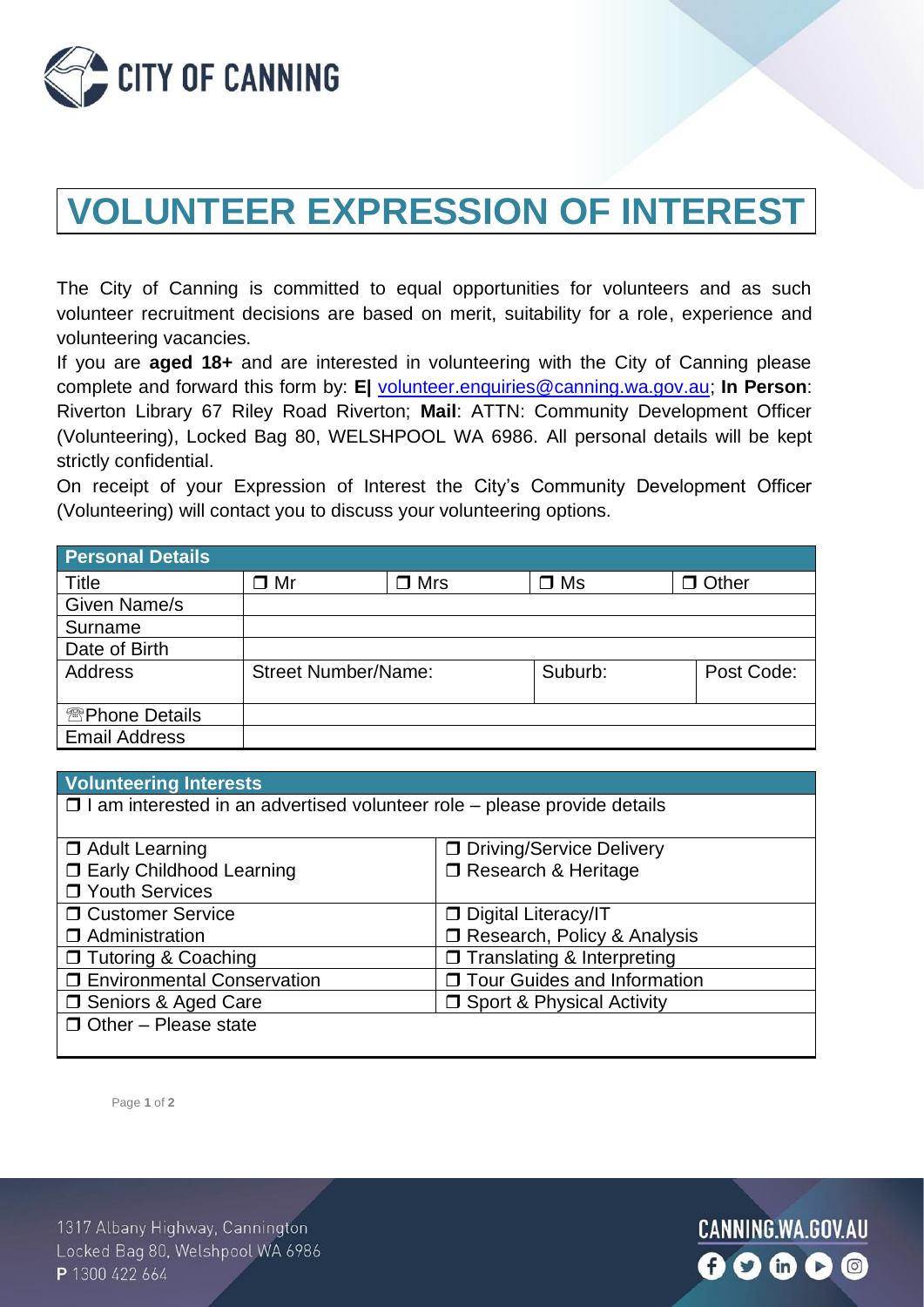CITY OF CANNING

# VOLUNTEER EXPRESSION OF INTEREST

The City of Canning is committed to equal opportunities for volunteers and as such volunteer recruitment decisions are based on merit, suitability for a role, experience and volunteering vacancies.

If you are **aged 18+** and are interested in volunteering with the City of Canning please complete and forward this form by: **E|** volunteer.enquiries@canning.wa.gov.au; **In Person**: Riverton Library 67 Riley Road Riverton; **Mail**: ATTN: Community Development Officer (Volunteering), Locked Bag 80, WELSHPOOL WA 6986. All personal details will be kept strictly confidential.

On receipt of your Expression of Interest the City's Community Development Officer (Volunteering) will contact you to discuss your volunteering options.

| **Personal Details** | | | | |
|---|---|---|---|---|
| Title | ❒ Mr | ❒ Mrs | ❒ Ms | ❒ Other |
| Given Name/s | | | | |
| Surname | | | | |
| Date of Birth | | | | |
| Address | Street Number/Name: | | Suburb: | Post Code: |
| ☏Phone Details | | | | |
| Email Address | | | | |

| **Volunteering Interests** | |
|---|---|
| ❒ I am interested in an advertised volunteer role – please provide details | |
| ❒ Adult Learning<br>❒ Early Childhood Learning<br>❒ Youth Services | ❒ Driving/Service Delivery<br>❒ Research & Heritage |
| ❒ Customer Service<br>❒ Administration | ❒ Digital Literacy/IT<br>❒ Research, Policy & Analysis |
| ❒ Tutoring & Coaching | ❒ Translating & Interpreting |
| ❒ Environmental Conservation | ❒ Tour Guides and Information |
| ❒ Seniors & Aged Care | ❒ Sport & Physical Activity |
| ❒ Other – Please state | |

1317 Albany Highway, Cannington
Locked Bag 80, Welshpool WA 6986
**P** 1300 422 664

CANNING.WA.GOV.AU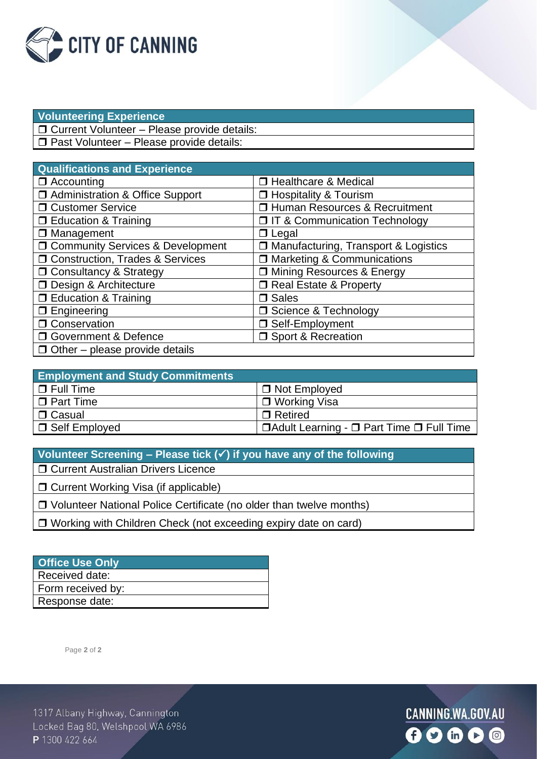CITY OF CANNING

| Volunteering Experience |
| --- |
| ❒ Current Volunteer – Please provide details: |
| ❒ Past Volunteer – Please provide details: |

| Qualifications and Experience | |
| --- | --- |
| ❒ Accounting | ❒ Healthcare & Medical |
| ❒ Administration & Office Support | ❒ Hospitality & Tourism |
| ❒ Customer Service | ❒ Human Resources & Recruitment |
| ❒ Education & Training | ❒ IT & Communication Technology |
| ❒ Management | ❒ Legal |
| ❒ Community Services & Development | ❒ Manufacturing, Transport & Logistics |
| ❒ Construction, Trades & Services | ❒ Marketing & Communications |
| ❒ Consultancy & Strategy | ❒ Mining Resources & Energy |
| ❒ Design & Architecture | ❒ Real Estate & Property |
| ❒ Education & Training | ❒ Sales |
| ❒ Engineering | ❒ Science & Technology |
| ❒ Conservation | ❒ Self-Employment |
| ❒ Government & Defence | ❒ Sport & Recreation |
| ❒ Other – please provide details | |

| Employment and Study Commitments | |
| --- | --- |
| ❒ Full Time | ❒ Not Employed |
| ❒ Part Time | ❒ Working Visa |
| ❒ Casual | ❒ Retired |
| ❒ Self Employed | ❒Adult Learning - ❒ Part Time ❒ Full Time |

| Volunteer Screening – Please tick (✓) if you have any of the following |
| --- |
| ❒ Current Australian Drivers Licence |
| ❒ Current Working Visa (if applicable) |
| ❒ Volunteer National Police Certificate (no older than twelve months) |
| ❒ Working with Children Check (not exceeding expiry date on card) |

| Office Use Only |
| --- |
| Received date: |
| Form received by: |
| Response date: |

1317 Albany Highway, Cannington
Locked Bag 80, Welshpool WA 6986
P 1300 422 664

CANNING.WA.GOV.AU